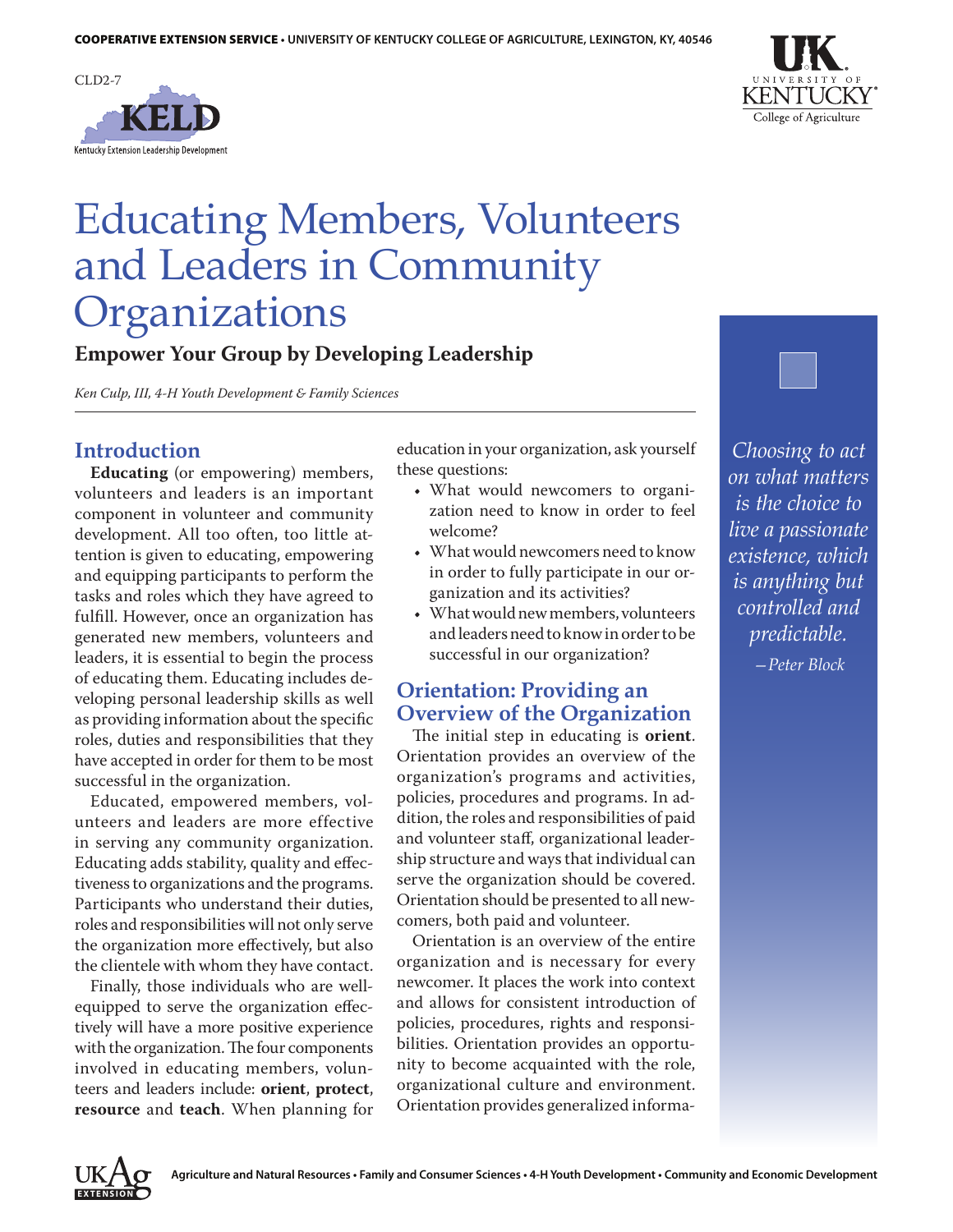COOPERATIVE EXTENSION SERVICE • UNIVERSITY OF KENTUCKY COLLEGE OF AGRICULTURE, LEXINGTON, KY, 40546

CLD2-7

# Educating Members, Volunteers and Leaders in Community Organizations

## Empower Your Group by Developing Leadership

*Ken Culp, III, 4-H Youth Development & Family Sciences*

## Introduction

**Educating** (or empowering) members, volunteers and leaders is an important component in volunteer and community development. All too often, too little attention is given to educating, empowering and equipping participants to perform the tasks and roles which they have agreed to fulfill. However, once an organization has generated new members, volunteers and leaders, it is essential to begin the process of educating them. Educating includes developing personal leadership skills as well as providing information about the specific roles, duties and responsibilities that they have accepted in order for them to be most successful in the organization.

Educated, empowered members, volunteers and leaders are more effective in serving any community organization. Educating adds stability, quality and effectiveness to organizations and the programs. Participants who understand their duties, roles and responsibilities will not only serve the organization more effectively, but also the clientele with whom they have contact.

Finally, those individuals who are well-equipped to serve the organization effectively will have a more positive experience with the organization. The four components involved in educating members, volunteers and leaders include: **orient**, **protect**, **resource** and **teach**. When planning for education in your organization, ask yourself these questions:

- What would newcomers to organization need to know in order to feel welcome?
- What would newcomers need to know in order to fully participate in our organization and its activities?
- What would new members, volunteers and leaders need to know in order to be successful in our organization?

> *Choosing to act on what matters is the choice to live a passionate existence, which is anything but controlled and predictable.*
> *—Peter Block*

## Orientation: Providing an Overview of the Organization

The initial step in educating is **orient**. Orientation provides an overview of the organization's programs and activities, policies, procedures and programs. In addition, the roles and responsibilities of paid and volunteer staff, organizational leadership structure and ways that individual can serve the organization should be covered. Orientation should be presented to all newcomers, both paid and volunteer.

Orientation is an overview of the entire organization and is necessary for every newcomer. It places the work into context and allows for consistent introduction of policies, procedures, rights and responsibilities. Orientation provides an opportunity to become acquainted with the role, organizational culture and environment. Orientation provides generalized informa-

Agriculture and Natural Resources • Family and Consumer Sciences • 4-H Youth Development • Community and Economic Development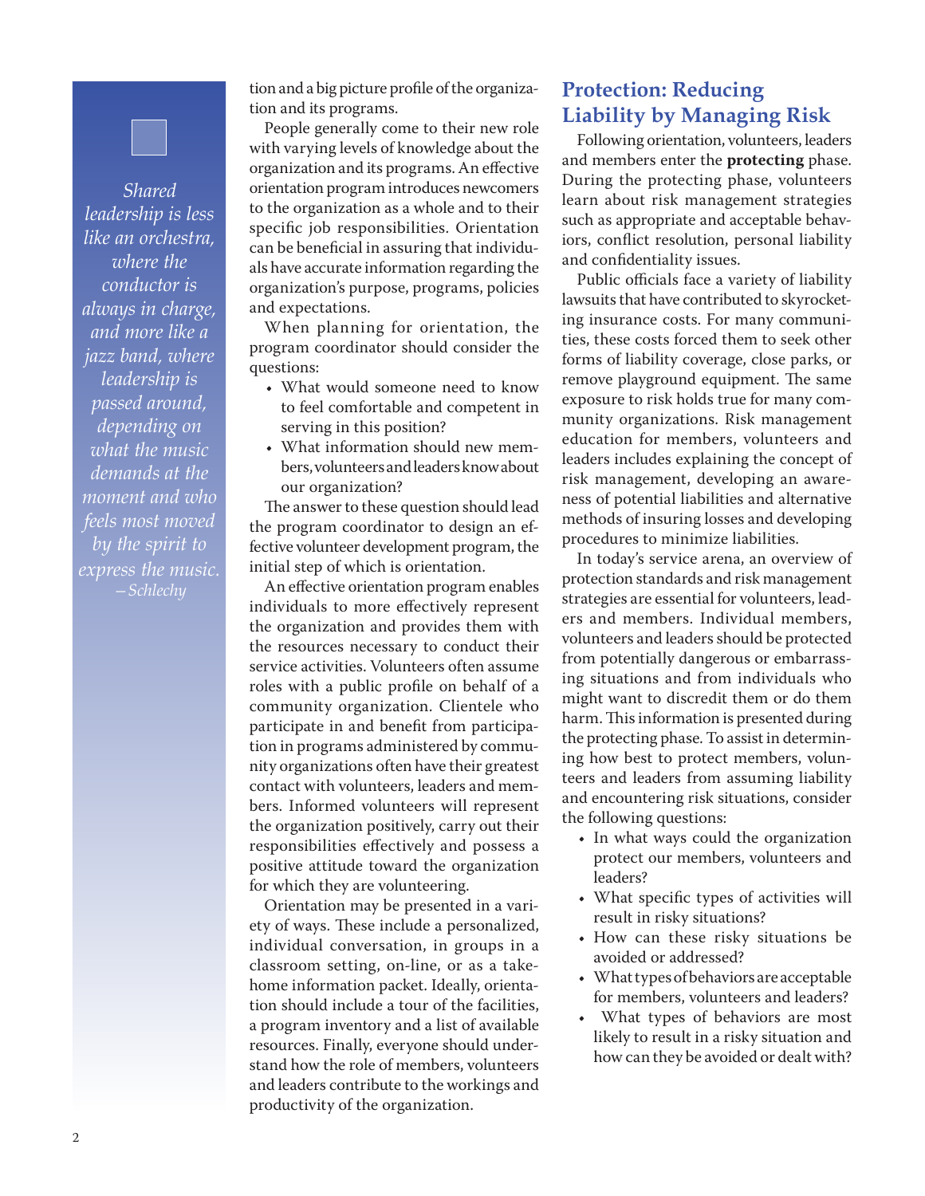*Shared leadership is less like an orchestra, where the conductor is always in charge, and more like a jazz band, where leadership is passed around, depending on what the music demands at the moment and who feels most moved by the spirit to express the music.*
*—Schlechy*

tion and a big picture profile of the organization and its programs.

People generally come to their new role with varying levels of knowledge about the organization and its programs. An effective orientation program introduces newcomers to the organization as a whole and to their specific job responsibilities. Orientation can be beneficial in assuring that individuals have accurate information regarding the organization's purpose, programs, policies and expectations.

When planning for orientation, the program coordinator should consider the questions:

- What would someone need to know to feel comfortable and competent in serving in this position?
- What information should new members, volunteers and leaders know about our organization?

The answer to these question should lead the program coordinator to design an effective volunteer development program, the initial step of which is orientation.

An effective orientation program enables individuals to more effectively represent the organization and provides them with the resources necessary to conduct their service activities. Volunteers often assume roles with a public profile on behalf of a community organization. Clientele who participate in and benefit from participation in programs administered by community organizations often have their greatest contact with volunteers, leaders and members. Informed volunteers will represent the organization positively, carry out their responsibilities effectively and possess a positive attitude toward the organization for which they are volunteering.

Orientation may be presented in a variety of ways. These include a personalized, individual conversation, in groups in a classroom setting, on-line, or as a take-home information packet. Ideally, orientation should include a tour of the facilities, a program inventory and a list of available resources. Finally, everyone should understand how the role of members, volunteers and leaders contribute to the workings and productivity of the organization.

## Protection: Reducing Liability by Managing Risk

Following orientation, volunteers, leaders and members enter the **protecting** phase. During the protecting phase, volunteers learn about risk management strategies such as appropriate and acceptable behaviors, conflict resolution, personal liability and confidentiality issues.

Public officials face a variety of liability lawsuits that have contributed to skyrocketing insurance costs. For many communities, these costs forced them to seek other forms of liability coverage, close parks, or remove playground equipment. The same exposure to risk holds true for many community organizations. Risk management education for members, volunteers and leaders includes explaining the concept of risk management, developing an awareness of potential liabilities and alternative methods of insuring losses and developing procedures to minimize liabilities.

In today's service arena, an overview of protection standards and risk management strategies are essential for volunteers, leaders and members. Individual members, volunteers and leaders should be protected from potentially dangerous or embarrassing situations and from individuals who might want to discredit them or do them harm. This information is presented during the protecting phase. To assist in determining how best to protect members, volunteers and leaders from assuming liability and encountering risk situations, consider the following questions:

- In what ways could the organization protect our members, volunteers and leaders?
- What specific types of activities will result in risky situations?
- How can these risky situations be avoided or addressed?
- What types of behaviors are acceptable for members, volunteers and leaders?
- What types of behaviors are most likely to result in a risky situation and how can they be avoided or dealt with?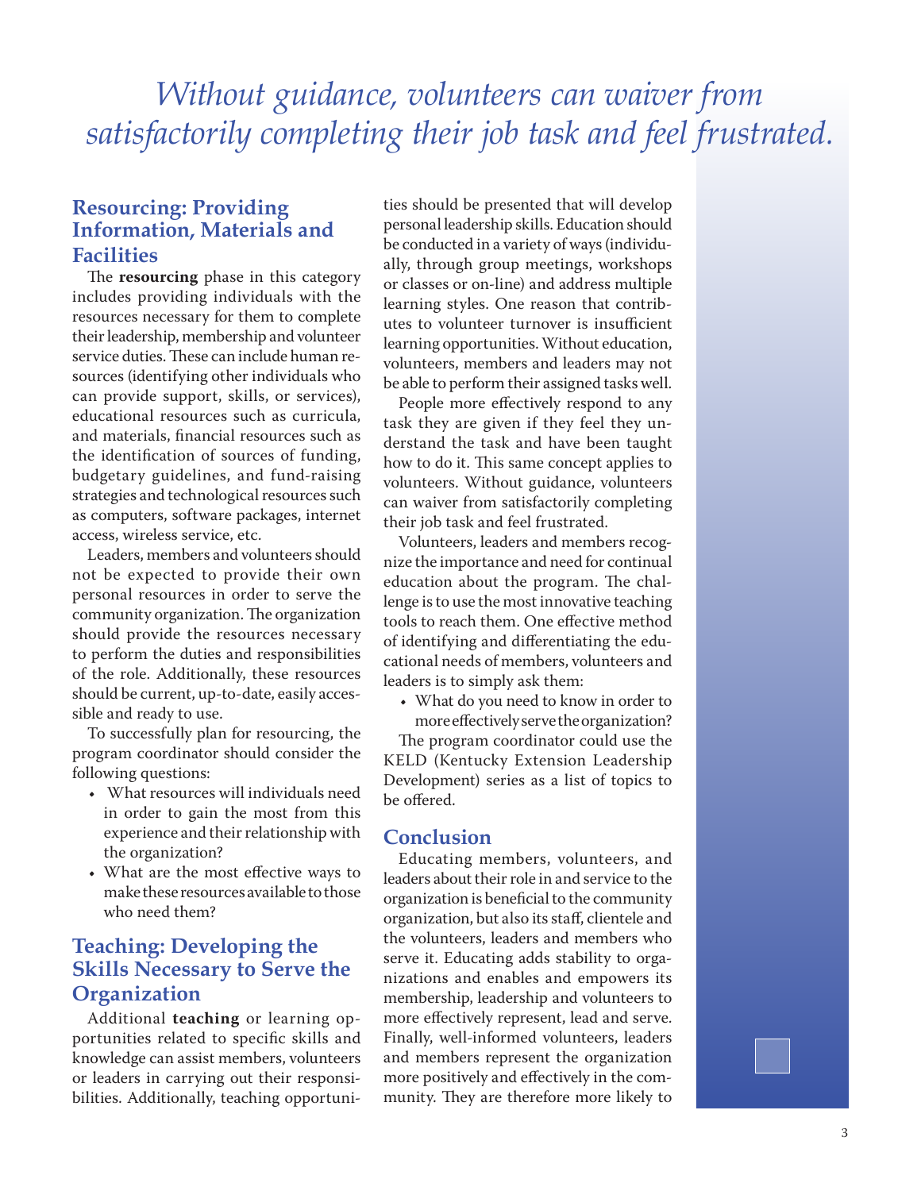*Without guidance, volunteers can waiver from satisfactorily completing their job task and feel frustrated.*

## Resourcing: Providing Information, Materials and Facilities

The **resourcing** phase in this category includes providing individuals with the resources necessary for them to complete their leadership, membership and volunteer service duties. These can include human resources (identifying other individuals who can provide support, skills, or services), educational resources such as curricula, and materials, financial resources such as the identification of sources of funding, budgetary guidelines, and fund-raising strategies and technological resources such as computers, software packages, internet access, wireless service, etc.

Leaders, members and volunteers should not be expected to provide their own personal resources in order to serve the community organization. The organization should provide the resources necessary to perform the duties and responsibilities of the role. Additionally, these resources should be current, up-to-date, easily accessible and ready to use.

To successfully plan for resourcing, the program coordinator should consider the following questions:

- What resources will individuals need in order to gain the most from this experience and their relationship with the organization?
- What are the most effective ways to make these resources available to those who need them?

## Teaching: Developing the Skills Necessary to Serve the Organization

Additional **teaching** or learning opportunities related to specific skills and knowledge can assist members, volunteers or leaders in carrying out their responsibilities. Additionally, teaching opportunities should be presented that will develop personal leadership skills. Education should be conducted in a variety of ways (individually, through group meetings, workshops or classes or on-line) and address multiple learning styles. One reason that contributes to volunteer turnover is insufficient learning opportunities. Without education, volunteers, members and leaders may not be able to perform their assigned tasks well.

People more effectively respond to any task they are given if they feel they understand the task and have been taught how to do it. This same concept applies to volunteers. Without guidance, volunteers can waiver from satisfactorily completing their job task and feel frustrated.

Volunteers, leaders and members recognize the importance and need for continual education about the program. The challenge is to use the most innovative teaching tools to reach them. One effective method of identifying and differentiating the educational needs of members, volunteers and leaders is to simply ask them:

- What do you need to know in order to more effectively serve the organization?

The program coordinator could use the KELD (Kentucky Extension Leadership Development) series as a list of topics to be offered.

## Conclusion

Educating members, volunteers, and leaders about their role in and service to the organization is beneficial to the community organization, but also its staff, clientele and the volunteers, leaders and members who serve it. Educating adds stability to organizations and enables and empowers its membership, leadership and volunteers to more effectively represent, lead and serve. Finally, well-informed volunteers, leaders and members represent the organization more positively and effectively in the community. They are therefore more likely to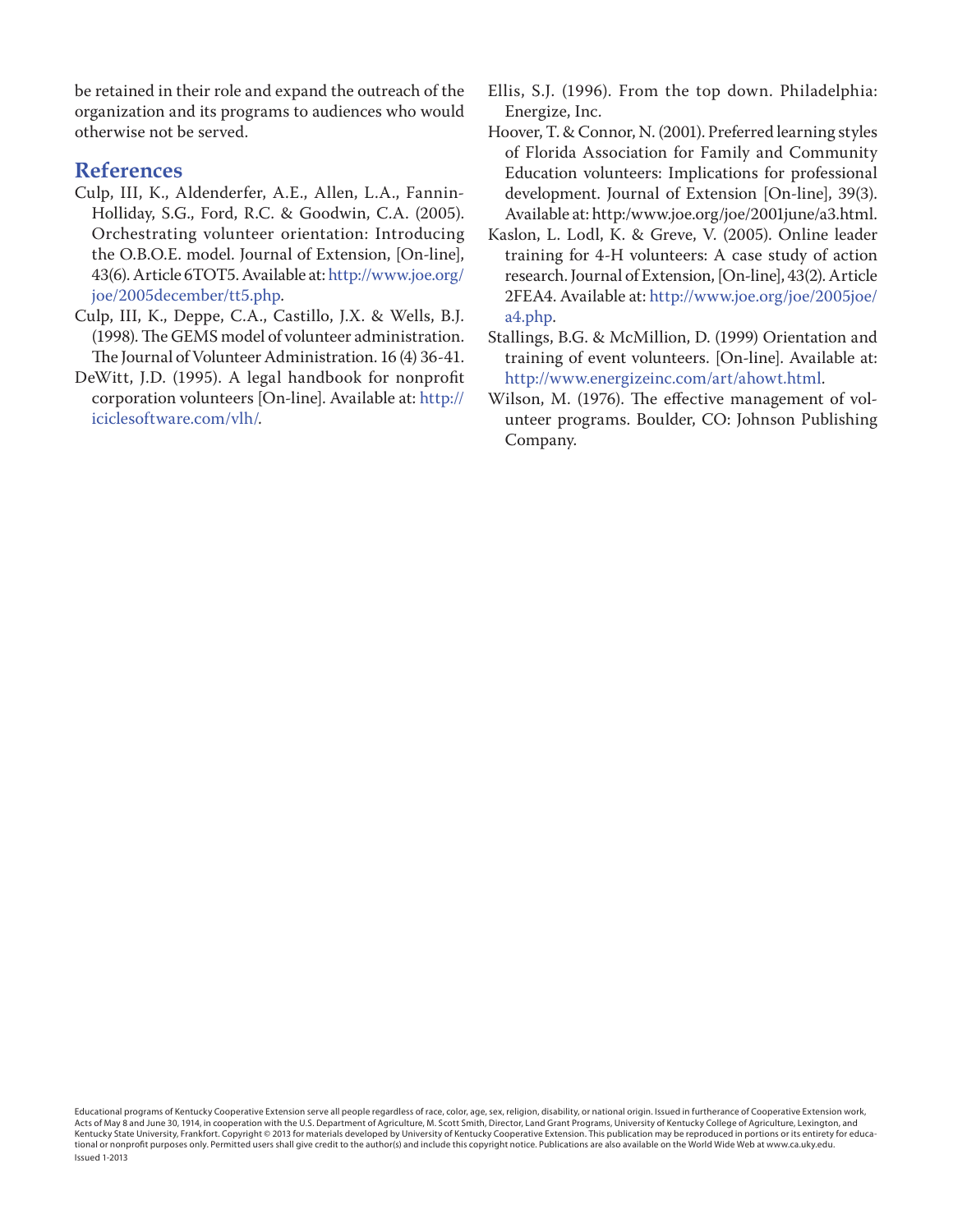be retained in their role and expand the outreach of the organization and its programs to audiences who would otherwise not be served.

## References

Culp, III, K., Aldenderfer, A.E., Allen, L.A., Fannin-Holliday, S.G., Ford, R.C. & Goodwin, C.A. (2005). Orchestrating volunteer orientation: Introducing the O.B.O.E. model. Journal of Extension, [On-line], 43(6). Article 6TOT5. Available at: http://www.joe.org/joe/2005december/tt5.php.

Culp, III, K., Deppe, C.A., Castillo, J.X. & Wells, B.J. (1998). The GEMS model of volunteer administration. The Journal of Volunteer Administration. 16 (4) 36-41.

DeWitt, J.D. (1995). A legal handbook for nonprofit corporation volunteers [On-line]. Available at: http://iciclesoftware.com/vlh/.

Ellis, S.J. (1996). From the top down. Philadelphia: Energize, Inc.

Hoover, T. & Connor, N. (2001). Preferred learning styles of Florida Association for Family and Community Education volunteers: Implications for professional development. Journal of Extension [On-line], 39(3). Available at: http:/www.joe.org/joe/2001june/a3.html.

Kaslon, L. Lodl, K. & Greve, V. (2005). Online leader training for 4-H volunteers: A case study of action research. Journal of Extension, [On-line], 43(2). Article 2FEA4. Available at: http://www.joe.org/joe/2005joe/a4.php.

Stallings, B.G. & McMillion, D. (1999) Orientation and training of event volunteers. [On-line]. Available at: http://www.energizeinc.com/art/ahowt.html.

Wilson, M. (1976). The effective management of volunteer programs. Boulder, CO: Johnson Publishing Company.

Educational programs of Kentucky Cooperative Extension serve all people regardless of race, color, age, sex, religion, disability, or national origin. Issued in furtherance of Cooperative Extension work, Acts of May 8 and June 30, 1914, in cooperation with the U.S. Department of Agriculture, M. Scott Smith, Director, Land Grant Programs, University of Kentucky College of Agriculture, Lexington, and Kentucky State University, Frankfort. Copyright © 2013 for materials developed by University of Kentucky Cooperative Extension. This publication may be reproduced in portions or its entirety for educational or nonprofit purposes only. Permitted users shall give credit to the author(s) and include this copyright notice. Publications are also available on the World Wide Web at www.ca.uky.edu.
Issued 1-2013